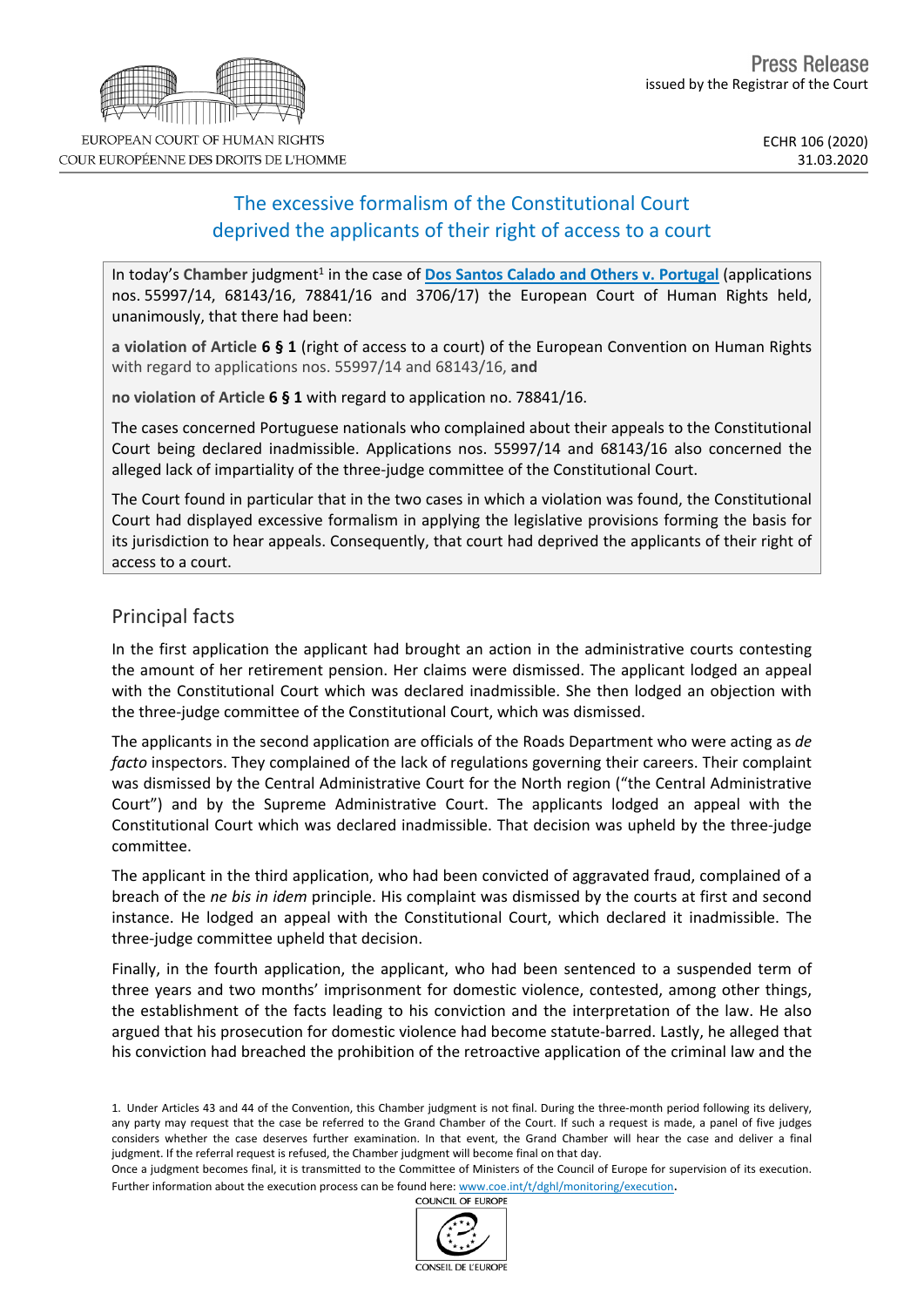EUROPEAN COURT OF HUMAN RIGHTS
COUR EUROPÉENNE DES DROITS DE L'HOMME

Press Release
issued by the Registrar of the Court

ECHR 106 (2020)
31.03.2020

# The excessive formalism of the Constitutional Court deprived the applicants of their right of access to a court

In today's **Chamber** judgment[1] in the case of **Dos Santos Calado and Others v. Portugal** (applications nos. 55997/14, 68143/16, 78841/16 and 3706/17) the European Court of Human Rights held, unanimously, that there had been:

**a violation of Article 6 § 1** (right of access to a court) of the European Convention on Human Rights with regard to applications nos. 55997/14 and 68143/16, **and**

**no violation of Article 6 § 1** with regard to application no. 78841/16.

The cases concerned Portuguese nationals who complained about their appeals to the Constitutional Court being declared inadmissible. Applications nos. 55997/14 and 68143/16 also concerned the alleged lack of impartiality of the three-judge committee of the Constitutional Court.

The Court found in particular that in the two cases in which a violation was found, the Constitutional Court had displayed excessive formalism in applying the legislative provisions forming the basis for its jurisdiction to hear appeals. Consequently, that court had deprived the applicants of their right of access to a court.

## Principal facts

In the first application the applicant had brought an action in the administrative courts contesting the amount of her retirement pension. Her claims were dismissed. The applicant lodged an appeal with the Constitutional Court which was declared inadmissible. She then lodged an objection with the three-judge committee of the Constitutional Court, which was dismissed.

The applicants in the second application are officials of the Roads Department who were acting as *de facto* inspectors. They complained of the lack of regulations governing their careers. Their complaint was dismissed by the Central Administrative Court for the North region ("the Central Administrative Court") and by the Supreme Administrative Court. The applicants lodged an appeal with the Constitutional Court which was declared inadmissible. That decision was upheld by the three-judge committee.

The applicant in the third application, who had been convicted of aggravated fraud, complained of a breach of the *ne bis in idem* principle. His complaint was dismissed by the courts at first and second instance. He lodged an appeal with the Constitutional Court, which declared it inadmissible. The three-judge committee upheld that decision.

Finally, in the fourth application, the applicant, who had been sentenced to a suspended term of three years and two months' imprisonment for domestic violence, contested, among other things, the establishment of the facts leading to his conviction and the interpretation of the law. He also argued that his prosecution for domestic violence had become statute-barred. Lastly, he alleged that his conviction had breached the prohibition of the retroactive application of the criminal law and the

1. Under Articles 43 and 44 of the Convention, this Chamber judgment is not final. During the three-month period following its delivery, any party may request that the case be referred to the Grand Chamber of the Court. If such a request is made, a panel of five judges considers whether the case deserves further examination. In that event, the Grand Chamber will hear the case and deliver a final judgment. If the referral request is refused, the Chamber judgment will become final on that day.
Once a judgment becomes final, it is transmitted to the Committee of Ministers of the Council of Europe for supervision of its execution. Further information about the execution process can be found here: www.coe.int/t/dghl/monitoring/execution.

COUNCIL OF EUROPE
CONSEIL DE L'EUROPE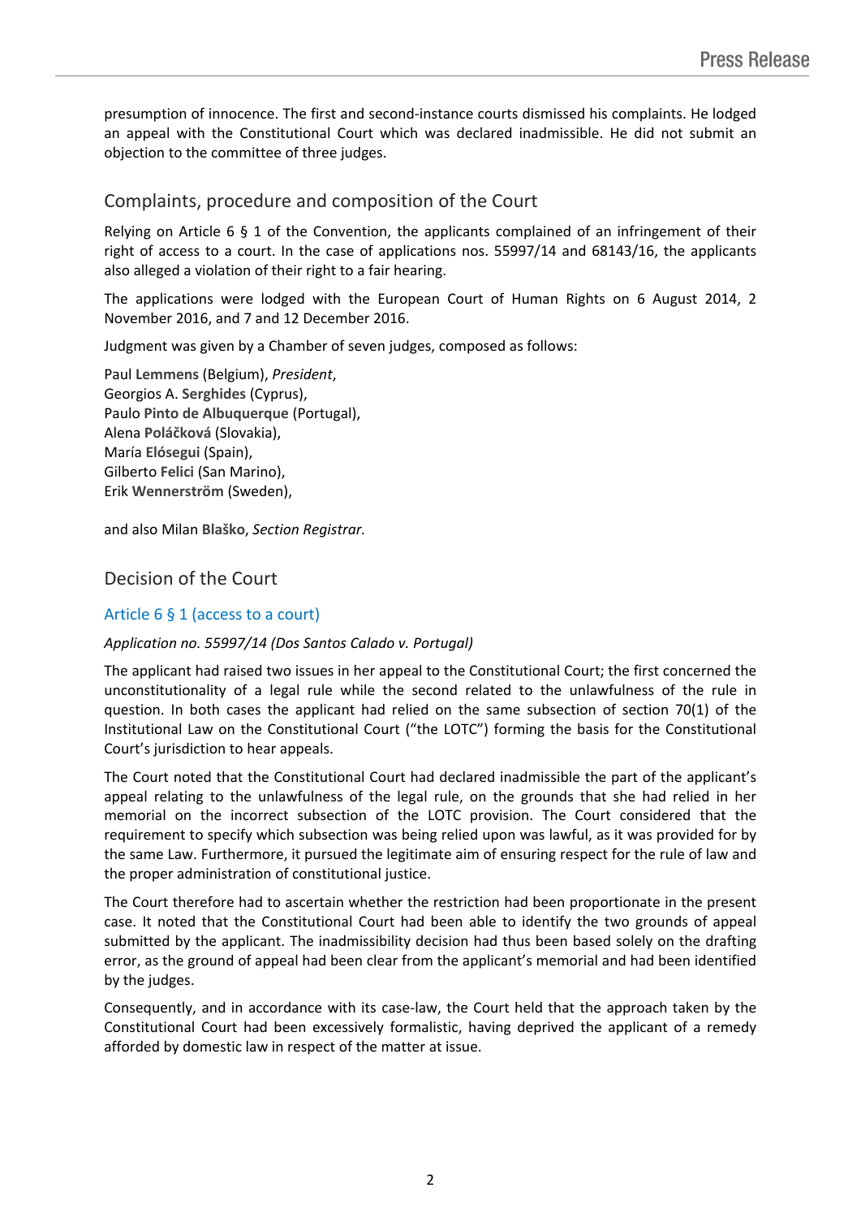presumption of innocence. The first and second-instance courts dismissed his complaints. He lodged an appeal with the Constitutional Court which was declared inadmissible. He did not submit an objection to the committee of three judges.

## Complaints, procedure and composition of the Court

Relying on Article 6 § 1 of the Convention, the applicants complained of an infringement of their right of access to a court. In the case of applications nos. 55997/14 and 68143/16, the applicants also alleged a violation of their right to a fair hearing.

The applications were lodged with the European Court of Human Rights on 6 August 2014, 2 November 2016, and 7 and 12 December 2016.

Judgment was given by a Chamber of seven judges, composed as follows:

Paul **Lemmens** (Belgium), *President*,
Georgios A. **Serghides** (Cyprus),
Paulo **Pinto de Albuquerque** (Portugal),
Alena **Poláčková** (Slovakia),
María **Elósegui** (Spain),
Gilberto **Felici** (San Marino),
Erik **Wennerström** (Sweden),

and also Milan **Blaško**, *Section Registrar.*

## Decision of the Court

### Article 6 § 1 (access to a court)

*Application no. 55997/14 (Dos Santos Calado v. Portugal)*

The applicant had raised two issues in her appeal to the Constitutional Court; the first concerned the unconstitutionality of a legal rule while the second related to the unlawfulness of the rule in question. In both cases the applicant had relied on the same subsection of section 70(1) of the Institutional Law on the Constitutional Court ("the LOTC") forming the basis for the Constitutional Court's jurisdiction to hear appeals.

The Court noted that the Constitutional Court had declared inadmissible the part of the applicant's appeal relating to the unlawfulness of the legal rule, on the grounds that she had relied in her memorial on the incorrect subsection of the LOTC provision. The Court considered that the requirement to specify which subsection was being relied upon was lawful, as it was provided for by the same Law. Furthermore, it pursued the legitimate aim of ensuring respect for the rule of law and the proper administration of constitutional justice.

The Court therefore had to ascertain whether the restriction had been proportionate in the present case. It noted that the Constitutional Court had been able to identify the two grounds of appeal submitted by the applicant. The inadmissibility decision had thus been based solely on the drafting error, as the ground of appeal had been clear from the applicant's memorial and had been identified by the judges.

Consequently, and in accordance with its case-law, the Court held that the approach taken by the Constitutional Court had been excessively formalistic, having deprived the applicant of a remedy afforded by domestic law in respect of the matter at issue.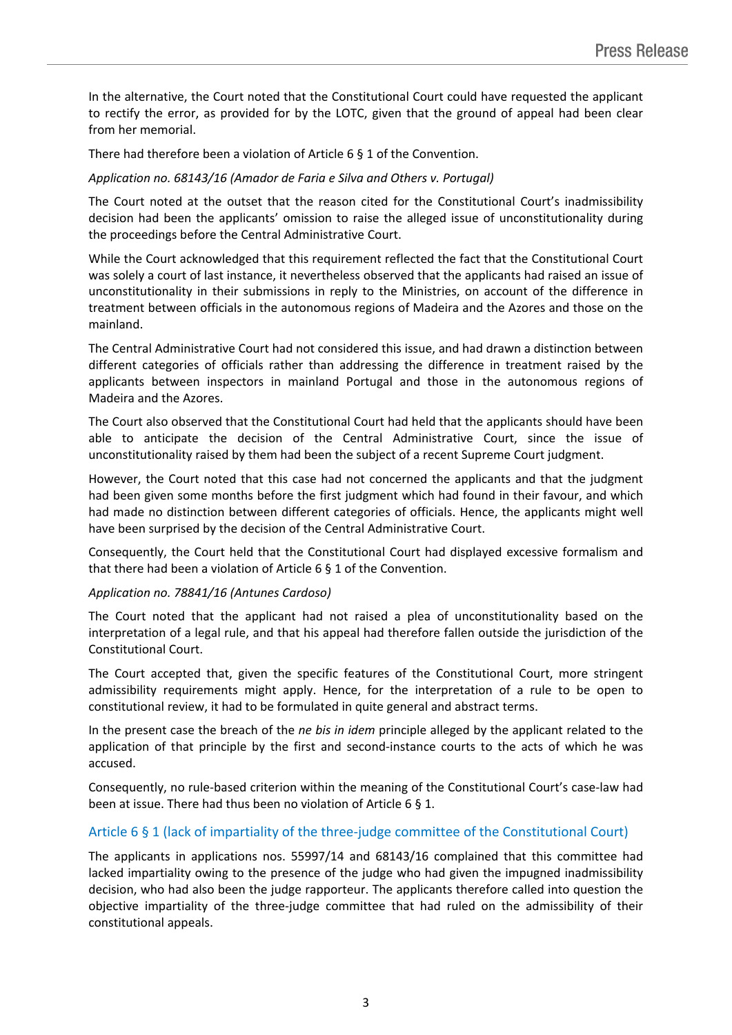In the alternative, the Court noted that the Constitutional Court could have requested the applicant to rectify the error, as provided for by the LOTC, given that the ground of appeal had been clear from her memorial.

There had therefore been a violation of Article 6 § 1 of the Convention.

*Application no. 68143/16 (Amador de Faria e Silva and Others v. Portugal)*

The Court noted at the outset that the reason cited for the Constitutional Court's inadmissibility decision had been the applicants' omission to raise the alleged issue of unconstitutionality during the proceedings before the Central Administrative Court.

While the Court acknowledged that this requirement reflected the fact that the Constitutional Court was solely a court of last instance, it nevertheless observed that the applicants had raised an issue of unconstitutionality in their submissions in reply to the Ministries, on account of the difference in treatment between officials in the autonomous regions of Madeira and the Azores and those on the mainland.

The Central Administrative Court had not considered this issue, and had drawn a distinction between different categories of officials rather than addressing the difference in treatment raised by the applicants between inspectors in mainland Portugal and those in the autonomous regions of Madeira and the Azores.

The Court also observed that the Constitutional Court had held that the applicants should have been able to anticipate the decision of the Central Administrative Court, since the issue of unconstitutionality raised by them had been the subject of a recent Supreme Court judgment.

However, the Court noted that this case had not concerned the applicants and that the judgment had been given some months before the first judgment which had found in their favour, and which had made no distinction between different categories of officials. Hence, the applicants might well have been surprised by the decision of the Central Administrative Court.

Consequently, the Court held that the Constitutional Court had displayed excessive formalism and that there had been a violation of Article 6 § 1 of the Convention.

*Application no. 78841/16 (Antunes Cardoso)*

The Court noted that the applicant had not raised a plea of unconstitutionality based on the interpretation of a legal rule, and that his appeal had therefore fallen outside the jurisdiction of the Constitutional Court.

The Court accepted that, given the specific features of the Constitutional Court, more stringent admissibility requirements might apply. Hence, for the interpretation of a rule to be open to constitutional review, it had to be formulated in quite general and abstract terms.

In the present case the breach of the *ne bis in idem* principle alleged by the applicant related to the application of that principle by the first and second-instance courts to the acts of which he was accused.

Consequently, no rule-based criterion within the meaning of the Constitutional Court's case-law had been at issue. There had thus been no violation of Article 6 § 1.

## Article 6 § 1 (lack of impartiality of the three-judge committee of the Constitutional Court)

The applicants in applications nos. 55997/14 and 68143/16 complained that this committee had lacked impartiality owing to the presence of the judge who had given the impugned inadmissibility decision, who had also been the judge rapporteur. The applicants therefore called into question the objective impartiality of the three-judge committee that had ruled on the admissibility of their constitutional appeals.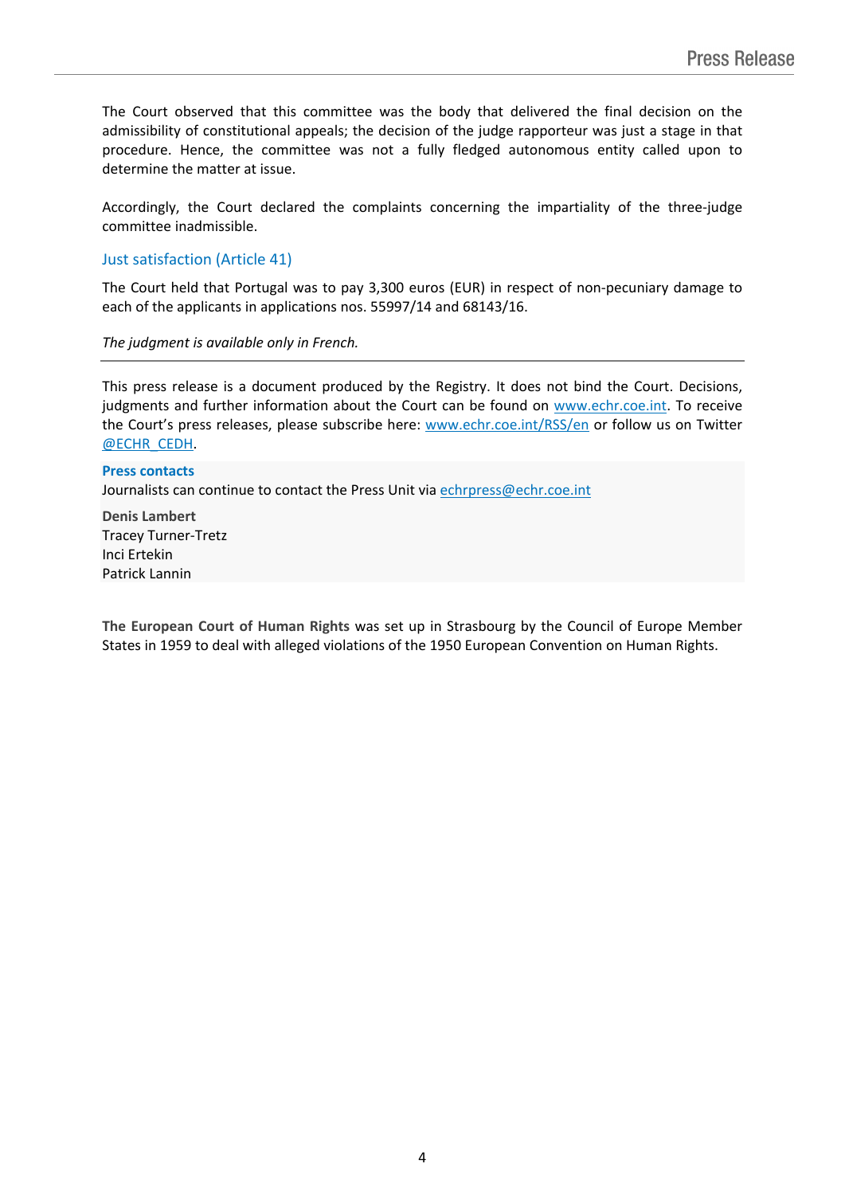The Court observed that this committee was the body that delivered the final decision on the admissibility of constitutional appeals; the decision of the judge rapporteur was just a stage in that procedure. Hence, the committee was not a fully fledged autonomous entity called upon to determine the matter at issue.

Accordingly, the Court declared the complaints concerning the impartiality of the three-judge committee inadmissible.

## Just satisfaction (Article 41)

The Court held that Portugal was to pay 3,300 euros (EUR) in respect of non-pecuniary damage to each of the applicants in applications nos. 55997/14 and 68143/16.

*The judgment is available only in French.*

---

This press release is a document produced by the Registry. It does not bind the Court. Decisions, judgments and further information about the Court can be found on [www.echr.coe.int](http://www.echr.coe.int). To receive the Court's press releases, please subscribe here: [www.echr.coe.int/RSS/en](http://www.echr.coe.int/RSS/en) or follow us on Twitter [@ECHR_CEDH](https://twitter.com/ECHR_CEDH).

**Press contacts**
Journalists can continue to contact the Press Unit via [echrpress@echr.coe.int](mailto:echrpress@echr.coe.int)

**Denis Lambert**
Tracey Turner-Tretz
Inci Ertekin
Patrick Lannin

**The European Court of Human Rights** was set up in Strasbourg by the Council of Europe Member States in 1959 to deal with alleged violations of the 1950 European Convention on Human Rights.